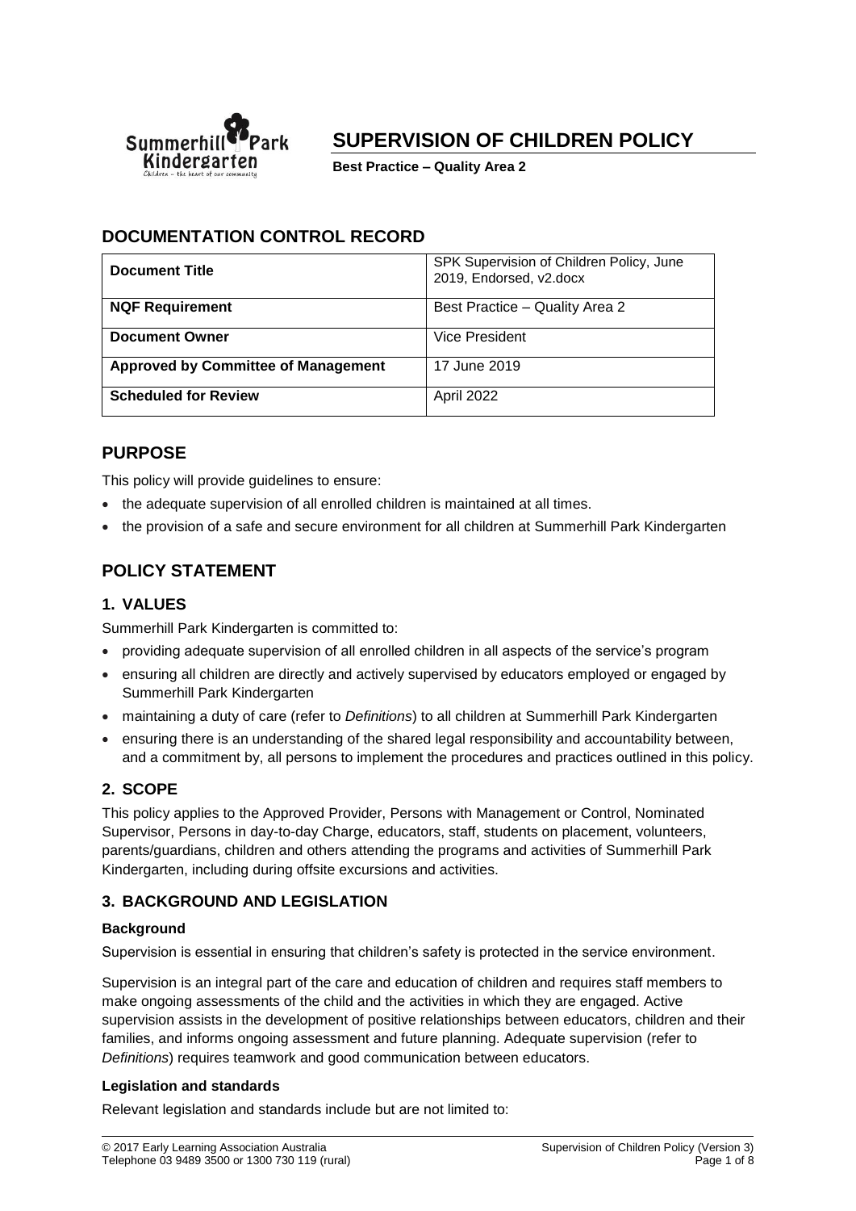# SUPERVISION OF CHILDREN POLICY

**Best Practice – Quality Area 2**

## DOCUMENTATION CONTROL RECORD

| **Document Title** | SPK Supervision of Children Policy, June 2019, Endorsed, v2.docx |
|---|---|
| **NQF Requirement** | Best Practice – Quality Area 2 |
| **Document Owner** | Vice President |
| **Approved by Committee of Management** | 17 June 2019 |
| **Scheduled for Review** | April 2022 |

## PURPOSE

This policy will provide guidelines to ensure:

- the adequate supervision of all enrolled children is maintained at all times.
- the provision of a safe and secure environment for all children at Summerhill Park Kindergarten

## POLICY STATEMENT

### 1. VALUES

Summerhill Park Kindergarten is committed to:

- providing adequate supervision of all enrolled children in all aspects of the service's program
- ensuring all children are directly and actively supervised by educators employed or engaged by Summerhill Park Kindergarten
- maintaining a duty of care (refer to *Definitions*) to all children at Summerhill Park Kindergarten
- ensuring there is an understanding of the shared legal responsibility and accountability between, and a commitment by, all persons to implement the procedures and practices outlined in this policy.

### 2. SCOPE

This policy applies to the Approved Provider, Persons with Management or Control, Nominated Supervisor, Persons in day-to-day Charge, educators, staff, students on placement, volunteers, parents/guardians, children and others attending the programs and activities of Summerhill Park Kindergarten, including during offsite excursions and activities.

### 3. BACKGROUND AND LEGISLATION

**Background**

Supervision is essential in ensuring that children's safety is protected in the service environment.

Supervision is an integral part of the care and education of children and requires staff members to make ongoing assessments of the child and the activities in which they are engaged. Active supervision assists in the development of positive relationships between educators, children and their families, and informs ongoing assessment and future planning. Adequate supervision (refer to *Definitions*) requires teamwork and good communication between educators.

**Legislation and standards**

Relevant legislation and standards include but are not limited to: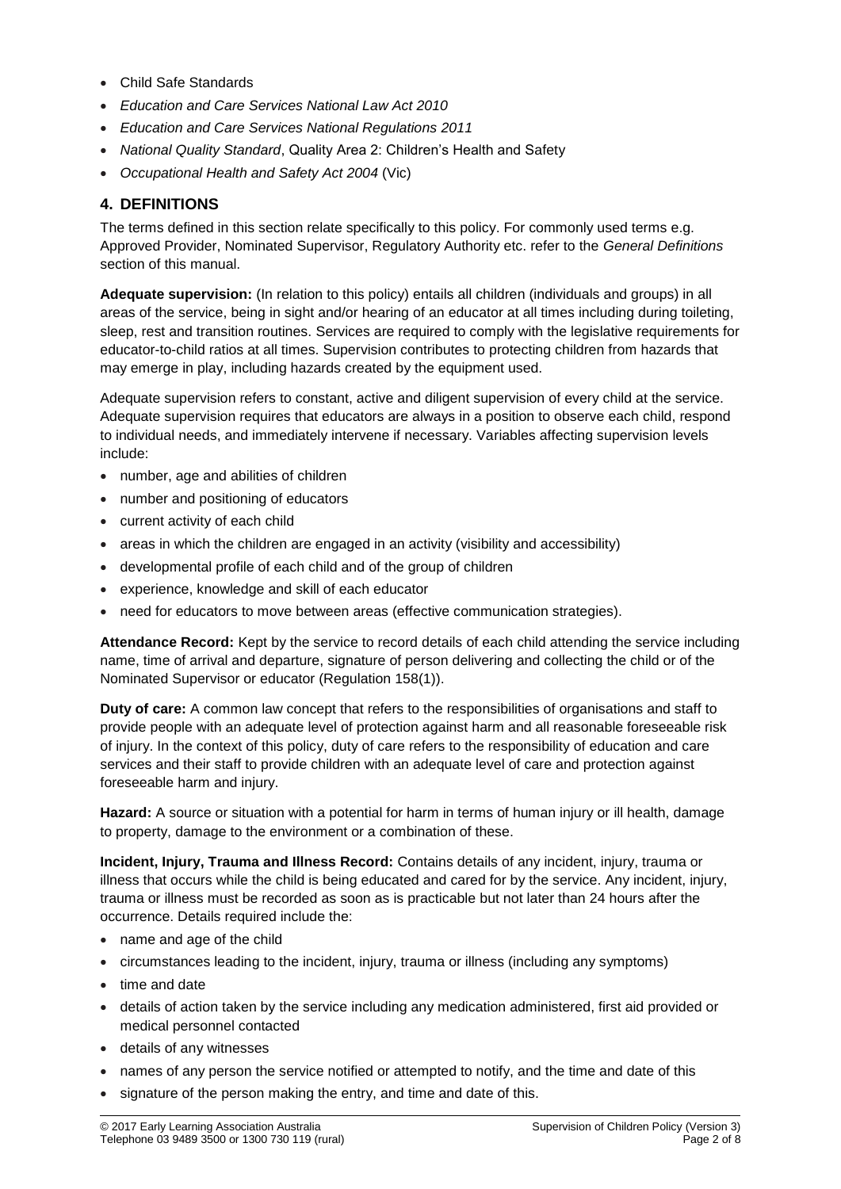- Child Safe Standards
- *Education and Care Services National Law Act 2010*
- *Education and Care Services National Regulations 2011*
- *National Quality Standard*, Quality Area 2: Children's Health and Safety
- *Occupational Health and Safety Act 2004* (Vic)

## 4. DEFINITIONS

The terms defined in this section relate specifically to this policy. For commonly used terms e.g. Approved Provider, Nominated Supervisor, Regulatory Authority etc. refer to the *General Definitions* section of this manual.

**Adequate supervision:** (In relation to this policy) entails all children (individuals and groups) in all areas of the service, being in sight and/or hearing of an educator at all times including during toileting, sleep, rest and transition routines. Services are required to comply with the legislative requirements for educator-to-child ratios at all times. Supervision contributes to protecting children from hazards that may emerge in play, including hazards created by the equipment used.

Adequate supervision refers to constant, active and diligent supervision of every child at the service. Adequate supervision requires that educators are always in a position to observe each child, respond to individual needs, and immediately intervene if necessary. Variables affecting supervision levels include:

- number, age and abilities of children
- number and positioning of educators
- current activity of each child
- areas in which the children are engaged in an activity (visibility and accessibility)
- developmental profile of each child and of the group of children
- experience, knowledge and skill of each educator
- need for educators to move between areas (effective communication strategies).

**Attendance Record:** Kept by the service to record details of each child attending the service including name, time of arrival and departure, signature of person delivering and collecting the child or of the Nominated Supervisor or educator (Regulation 158(1)).

**Duty of care:** A common law concept that refers to the responsibilities of organisations and staff to provide people with an adequate level of protection against harm and all reasonable foreseeable risk of injury. In the context of this policy, duty of care refers to the responsibility of education and care services and their staff to provide children with an adequate level of care and protection against foreseeable harm and injury.

**Hazard:** A source or situation with a potential for harm in terms of human injury or ill health, damage to property, damage to the environment or a combination of these.

**Incident, Injury, Trauma and Illness Record:** Contains details of any incident, injury, trauma or illness that occurs while the child is being educated and cared for by the service. Any incident, injury, trauma or illness must be recorded as soon as is practicable but not later than 24 hours after the occurrence. Details required include the:

- name and age of the child
- circumstances leading to the incident, injury, trauma or illness (including any symptoms)
- time and date
- details of action taken by the service including any medication administered, first aid provided or medical personnel contacted
- details of any witnesses
- names of any person the service notified or attempted to notify, and the time and date of this
- signature of the person making the entry, and time and date of this.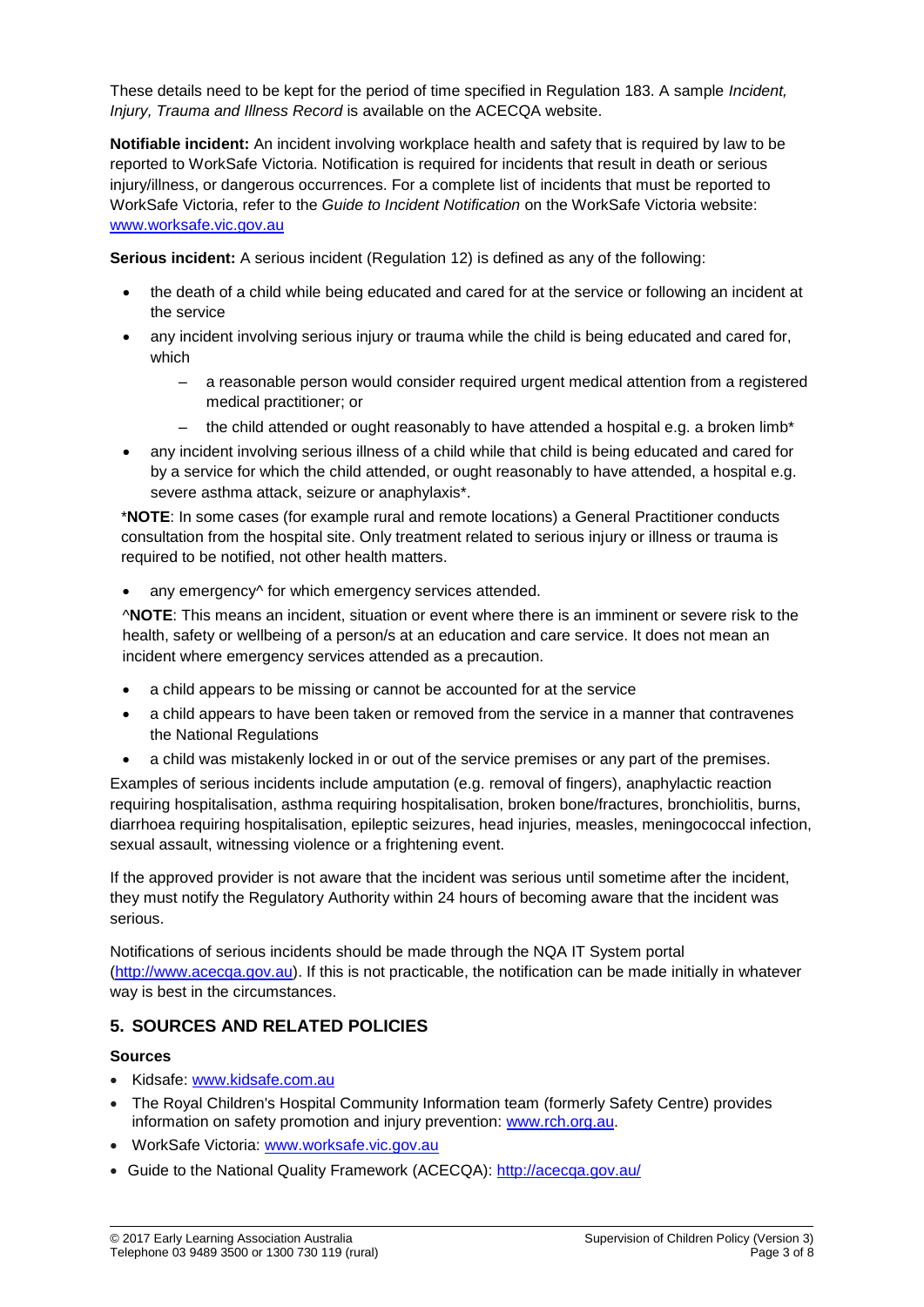These details need to be kept for the period of time specified in Regulation 183. A sample *Incident, Injury, Trauma and Illness Record* is available on the ACECQA website.

**Notifiable incident:** An incident involving workplace health and safety that is required by law to be reported to WorkSafe Victoria. Notification is required for incidents that result in death or serious injury/illness, or dangerous occurrences. For a complete list of incidents that must be reported to WorkSafe Victoria, refer to the *Guide to Incident Notification* on the WorkSafe Victoria website: [www.worksafe.vic.gov.au](www.worksafe.vic.gov.au)

**Serious incident:** A serious incident (Regulation 12) is defined as any of the following:

- the death of a child while being educated and cared for at the service or following an incident at the service
- any incident involving serious injury or trauma while the child is being educated and cared for, which
  - a reasonable person would consider required urgent medical attention from a registered medical practitioner; or
  - the child attended or ought reasonably to have attended a hospital e.g. a broken limb*
- any incident involving serious illness of a child while that child is being educated and cared for by a service for which the child attended, or ought reasonably to have attended, a hospital e.g. severe asthma attack, seizure or anaphylaxis*.

  ***NOTE**: In some cases (for example rural and remote locations) a General Practitioner conducts consultation from the hospital site. Only treatment related to serious injury or illness or trauma is required to be notified, not other health matters.

- any emergency^ for which emergency services attended.

  ^**NOTE**: This means an incident, situation or event where there is an imminent or severe risk to the health, safety or wellbeing of a person/s at an education and care service. It does not mean an incident where emergency services attended as a precaution.

- a child appears to be missing or cannot be accounted for at the service
- a child appears to have been taken or removed from the service in a manner that contravenes the National Regulations
- a child was mistakenly locked in or out of the service premises or any part of the premises.

Examples of serious incidents include amputation (e.g. removal of fingers), anaphylactic reaction requiring hospitalisation, asthma requiring hospitalisation, broken bone/fractures, bronchiolitis, burns, diarrhoea requiring hospitalisation, epileptic seizures, head injuries, measles, meningococcal infection, sexual assault, witnessing violence or a frightening event.

If the approved provider is not aware that the incident was serious until sometime after the incident, they must notify the Regulatory Authority within 24 hours of becoming aware that the incident was serious.

Notifications of serious incidents should be made through the NQA IT System portal ([http://www.acecqa.gov.au](http://www.acecqa.gov.au)). If this is not practicable, the notification can be made initially in whatever way is best in the circumstances.

## 5. SOURCES AND RELATED POLICIES

### Sources

- Kidsafe: [www.kidsafe.com.au](www.kidsafe.com.au)
- The Royal Children's Hospital Community Information team (formerly Safety Centre) provides information on safety promotion and injury prevention: [www.rch.org.au](www.rch.org.au).
- WorkSafe Victoria: [www.worksafe.vic.gov.au](www.worksafe.vic.gov.au)
- Guide to the National Quality Framework (ACECQA): [http://acecqa.gov.au/](http://acecqa.gov.au/)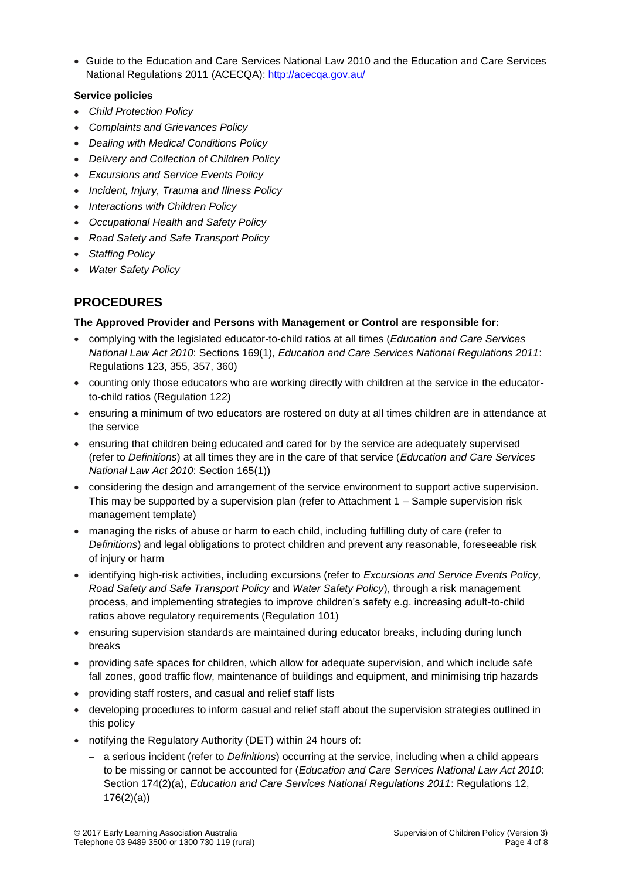- Guide to the Education and Care Services National Law 2010 and the Education and Care Services National Regulations 2011 (ACECQA): http://acecqa.gov.au/

**Service policies**

- *Child Protection Policy*
- *Complaints and Grievances Policy*
- *Dealing with Medical Conditions Policy*
- *Delivery and Collection of Children Policy*
- *Excursions and Service Events Policy*
- *Incident, Injury, Trauma and Illness Policy*
- *Interactions with Children Policy*
- *Occupational Health and Safety Policy*
- *Road Safety and Safe Transport Policy*
- *Staffing Policy*
- *Water Safety Policy*

## PROCEDURES

**The Approved Provider and Persons with Management or Control are responsible for:**

- complying with the legislated educator-to-child ratios at all times (*Education and Care Services National Law Act 2010*: Sections 169(1), *Education and Care Services National Regulations 2011*: Regulations 123, 355, 357, 360)
- counting only those educators who are working directly with children at the service in the educator-to-child ratios (Regulation 122)
- ensuring a minimum of two educators are rostered on duty at all times children are in attendance at the service
- ensuring that children being educated and cared for by the service are adequately supervised (refer to *Definitions*) at all times they are in the care of that service (*Education and Care Services National Law Act 2010*: Section 165(1))
- considering the design and arrangement of the service environment to support active supervision. This may be supported by a supervision plan (refer to Attachment 1 – Sample supervision risk management template)
- managing the risks of abuse or harm to each child, including fulfilling duty of care (refer to *Definitions*) and legal obligations to protect children and prevent any reasonable, foreseeable risk of injury or harm
- identifying high-risk activities, including excursions (refer to *Excursions and Service Events Policy, Road Safety and Safe Transport Policy* and *Water Safety Policy*), through a risk management process, and implementing strategies to improve children's safety e.g. increasing adult-to-child ratios above regulatory requirements (Regulation 101)
- ensuring supervision standards are maintained during educator breaks, including during lunch breaks
- providing safe spaces for children, which allow for adequate supervision, and which include safe fall zones, good traffic flow, maintenance of buildings and equipment, and minimising trip hazards
- providing staff rosters, and casual and relief staff lists
- developing procedures to inform casual and relief staff about the supervision strategies outlined in this policy
- notifying the Regulatory Authority (DET) within 24 hours of:
  - a serious incident (refer to *Definitions*) occurring at the service, including when a child appears to be missing or cannot be accounted for (*Education and Care Services National Law Act 2010*: Section 174(2)(a), *Education and Care Services National Regulations 2011*: Regulations 12, 176(2)(a))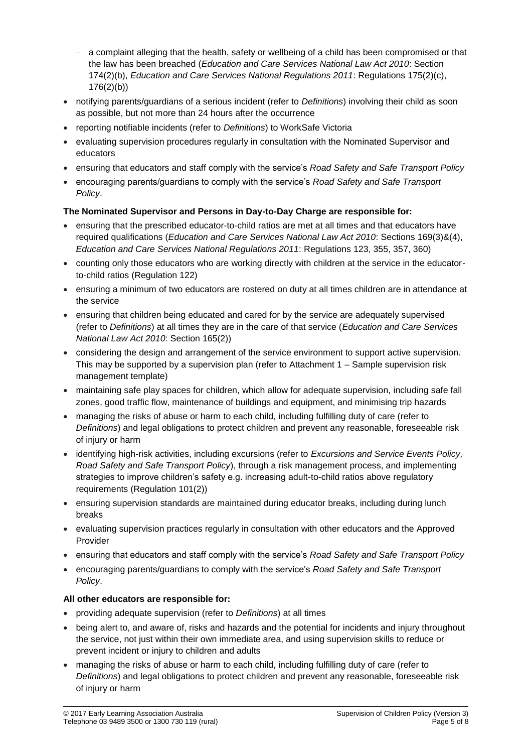- a complaint alleging that the health, safety or wellbeing of a child has been compromised or that the law has been breached (*Education and Care Services National Law Act 2010*: Section 174(2)(b), *Education and Care Services National Regulations 2011*: Regulations 175(2)(c), 176(2)(b))
- notifying parents/guardians of a serious incident (refer to *Definitions*) involving their child as soon as possible, but not more than 24 hours after the occurrence
- reporting notifiable incidents (refer to *Definitions*) to WorkSafe Victoria
- evaluating supervision procedures regularly in consultation with the Nominated Supervisor and educators
- ensuring that educators and staff comply with the service's *Road Safety and Safe Transport Policy*
- encouraging parents/guardians to comply with the service's *Road Safety and Safe Transport Policy*.

**The Nominated Supervisor and Persons in Day-to-Day Charge are responsible for:**

- ensuring that the prescribed educator-to-child ratios are met at all times and that educators have required qualifications (*Education and Care Services National Law Act 2010*: Sections 169(3)&(4), *Education and Care Services National Regulations 2011*: Regulations 123, 355, 357, 360)
- counting only those educators who are working directly with children at the service in the educator-to-child ratios (Regulation 122)
- ensuring a minimum of two educators are rostered on duty at all times children are in attendance at the service
- ensuring that children being educated and cared for by the service are adequately supervised (refer to *Definitions*) at all times they are in the care of that service (*Education and Care Services National Law Act 2010*: Section 165(2))
- considering the design and arrangement of the service environment to support active supervision. This may be supported by a supervision plan (refer to Attachment 1 – Sample supervision risk management template)
- maintaining safe play spaces for children, which allow for adequate supervision, including safe fall zones, good traffic flow, maintenance of buildings and equipment, and minimising trip hazards
- managing the risks of abuse or harm to each child, including fulfilling duty of care (refer to *Definitions*) and legal obligations to protect children and prevent any reasonable, foreseeable risk of injury or harm
- identifying high-risk activities, including excursions (refer to *Excursions and Service Events Policy, Road Safety and Safe Transport Policy*), through a risk management process, and implementing strategies to improve children's safety e.g. increasing adult-to-child ratios above regulatory requirements (Regulation 101(2))
- ensuring supervision standards are maintained during educator breaks, including during lunch breaks
- evaluating supervision practices regularly in consultation with other educators and the Approved Provider
- ensuring that educators and staff comply with the service's *Road Safety and Safe Transport Policy*
- encouraging parents/guardians to comply with the service's *Road Safety and Safe Transport Policy*.

**All other educators are responsible for:**

- providing adequate supervision (refer to *Definitions*) at all times
- being alert to, and aware of, risks and hazards and the potential for incidents and injury throughout the service, not just within their own immediate area, and using supervision skills to reduce or prevent incident or injury to children and adults
- managing the risks of abuse or harm to each child, including fulfilling duty of care (refer to *Definitions*) and legal obligations to protect children and prevent any reasonable, foreseeable risk of injury or harm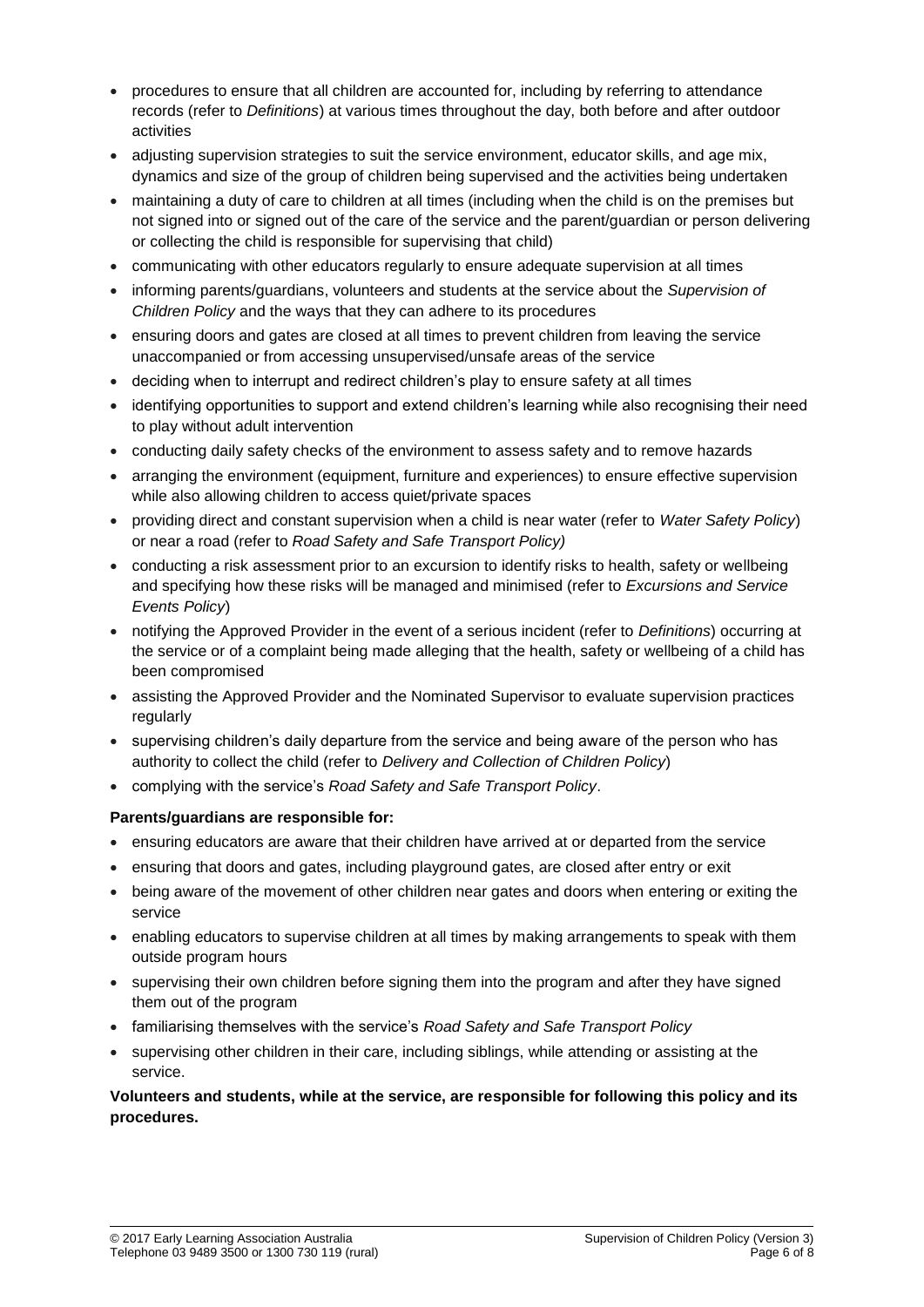- procedures to ensure that all children are accounted for, including by referring to attendance records (refer to *Definitions*) at various times throughout the day, both before and after outdoor activities
- adjusting supervision strategies to suit the service environment, educator skills, and age mix, dynamics and size of the group of children being supervised and the activities being undertaken
- maintaining a duty of care to children at all times (including when the child is on the premises but not signed into or signed out of the care of the service and the parent/guardian or person delivering or collecting the child is responsible for supervising that child)
- communicating with other educators regularly to ensure adequate supervision at all times
- informing parents/guardians, volunteers and students at the service about the *Supervision of Children Policy* and the ways that they can adhere to its procedures
- ensuring doors and gates are closed at all times to prevent children from leaving the service unaccompanied or from accessing unsupervised/unsafe areas of the service
- deciding when to interrupt and redirect children's play to ensure safety at all times
- identifying opportunities to support and extend children's learning while also recognising their need to play without adult intervention
- conducting daily safety checks of the environment to assess safety and to remove hazards
- arranging the environment (equipment, furniture and experiences) to ensure effective supervision while also allowing children to access quiet/private spaces
- providing direct and constant supervision when a child is near water (refer to *Water Safety Policy*) or near a road (refer to *Road Safety and Safe Transport Policy)*
- conducting a risk assessment prior to an excursion to identify risks to health, safety or wellbeing and specifying how these risks will be managed and minimised (refer to *Excursions and Service Events Policy*)
- notifying the Approved Provider in the event of a serious incident (refer to *Definitions*) occurring at the service or of a complaint being made alleging that the health, safety or wellbeing of a child has been compromised
- assisting the Approved Provider and the Nominated Supervisor to evaluate supervision practices regularly
- supervising children's daily departure from the service and being aware of the person who has authority to collect the child (refer to *Delivery and Collection of Children Policy*)
- complying with the service's *Road Safety and Safe Transport Policy*.

**Parents/guardians are responsible for:**

- ensuring educators are aware that their children have arrived at or departed from the service
- ensuring that doors and gates, including playground gates, are closed after entry or exit
- being aware of the movement of other children near gates and doors when entering or exiting the service
- enabling educators to supervise children at all times by making arrangements to speak with them outside program hours
- supervising their own children before signing them into the program and after they have signed them out of the program
- familiarising themselves with the service's *Road Safety and Safe Transport Policy*
- supervising other children in their care, including siblings, while attending or assisting at the service.

**Volunteers and students, while at the service, are responsible for following this policy and its procedures.**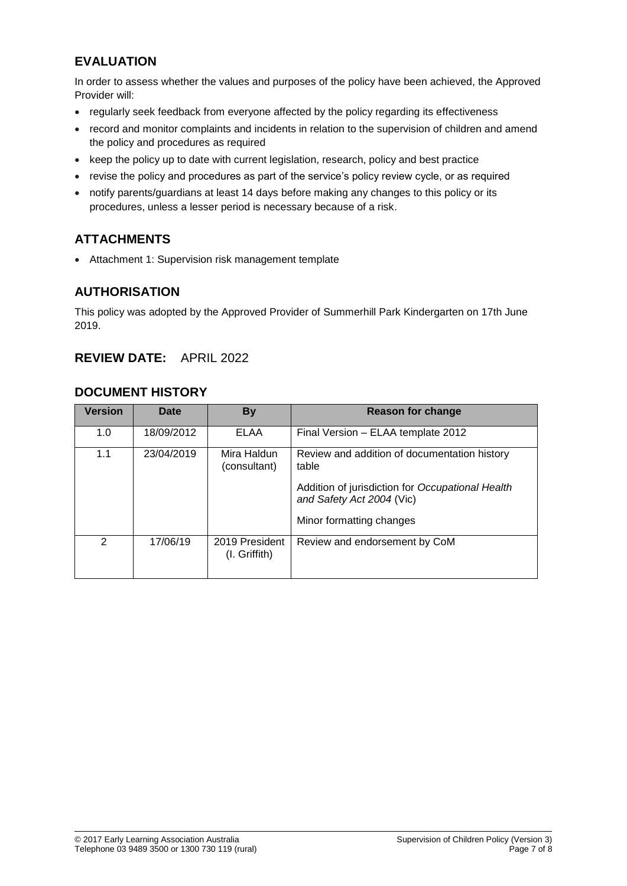## EVALUATION

In order to assess whether the values and purposes of the policy have been achieved, the Approved Provider will:

- regularly seek feedback from everyone affected by the policy regarding its effectiveness
- record and monitor complaints and incidents in relation to the supervision of children and amend the policy and procedures as required
- keep the policy up to date with current legislation, research, policy and best practice
- revise the policy and procedures as part of the service's policy review cycle, or as required
- notify parents/guardians at least 14 days before making any changes to this policy or its procedures, unless a lesser period is necessary because of a risk.

## ATTACHMENTS

- Attachment 1: Supervision risk management template

## AUTHORISATION

This policy was adopted by the Approved Provider of Summerhill Park Kindergarten on 17th June 2019.

## REVIEW DATE: APRIL 2022

## DOCUMENT HISTORY

| Version | Date | By | Reason for change |
| --- | --- | --- | --- |
| 1.0 | 18/09/2012 | ELAA | Final Version – ELAA template 2012 |
| 1.1 | 23/04/2019 | Mira Haldun (consultant) | Review and addition of documentation history table<br><br>Addition of jurisdiction for *Occupational Health and Safety Act 2004* (Vic)<br><br>Minor formatting changes |
| 2 | 17/06/19 | 2019 President (I. Griffith) | Review and endorsement by CoM |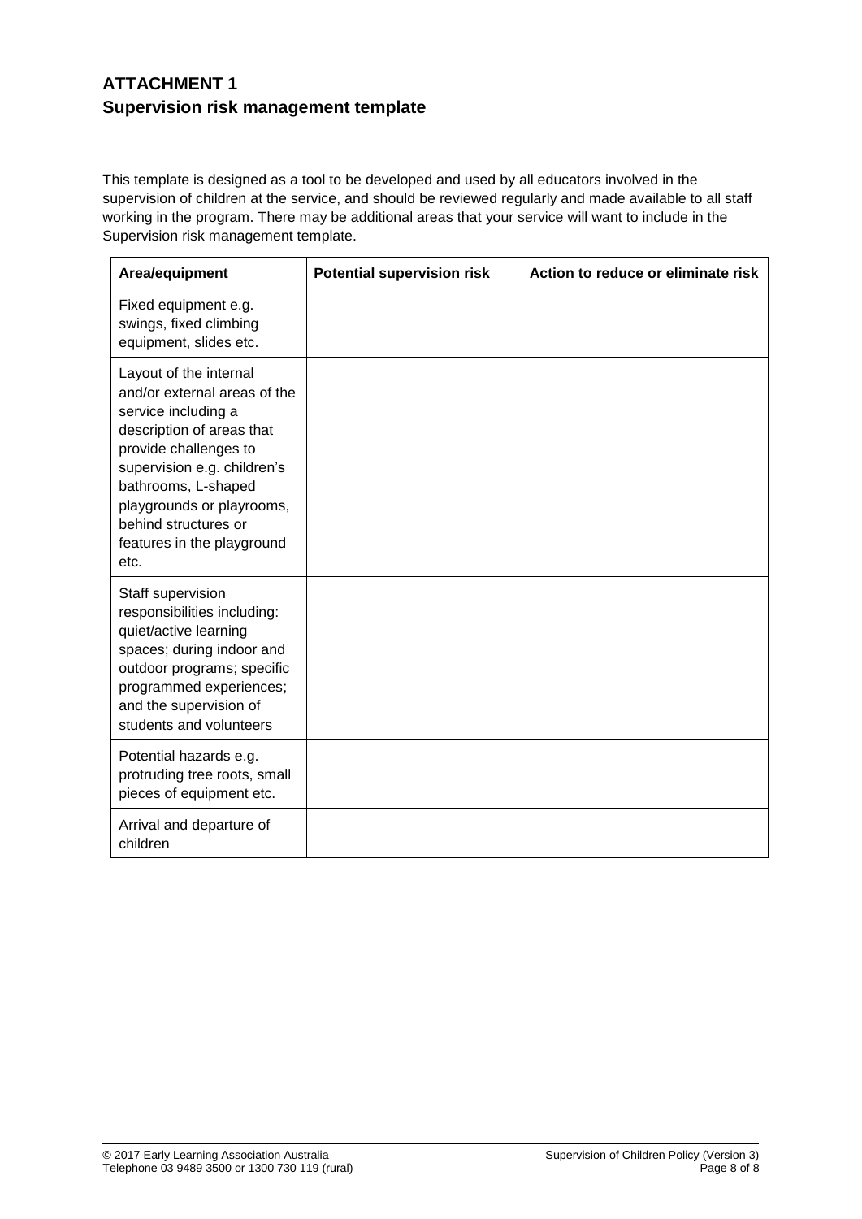## ATTACHMENT 1
## Supervision risk management template

This template is designed as a tool to be developed and used by all educators involved in the supervision of children at the service, and should be reviewed regularly and made available to all staff working in the program. There may be additional areas that your service will want to include in the Supervision risk management template.

| Area/equipment | Potential supervision risk | Action to reduce or eliminate risk |
|---|---|---|
| Fixed equipment e.g. swings, fixed climbing equipment, slides etc. | | |
| Layout of the internal and/or external areas of the service including a description of areas that provide challenges to supervision e.g. children's bathrooms, L-shaped playgrounds or playrooms, behind structures or features in the playground etc. | | |
| Staff supervision responsibilities including: quiet/active learning spaces; during indoor and outdoor programs; specific programmed experiences; and the supervision of students and volunteers | | |
| Potential hazards e.g. protruding tree roots, small pieces of equipment etc. | | |
| Arrival and departure of children | | |

© 2017 Early Learning Association Australia
Telephone 03 9489 3500 or 1300 730 119 (rural)
Supervision of Children Policy (Version 3)